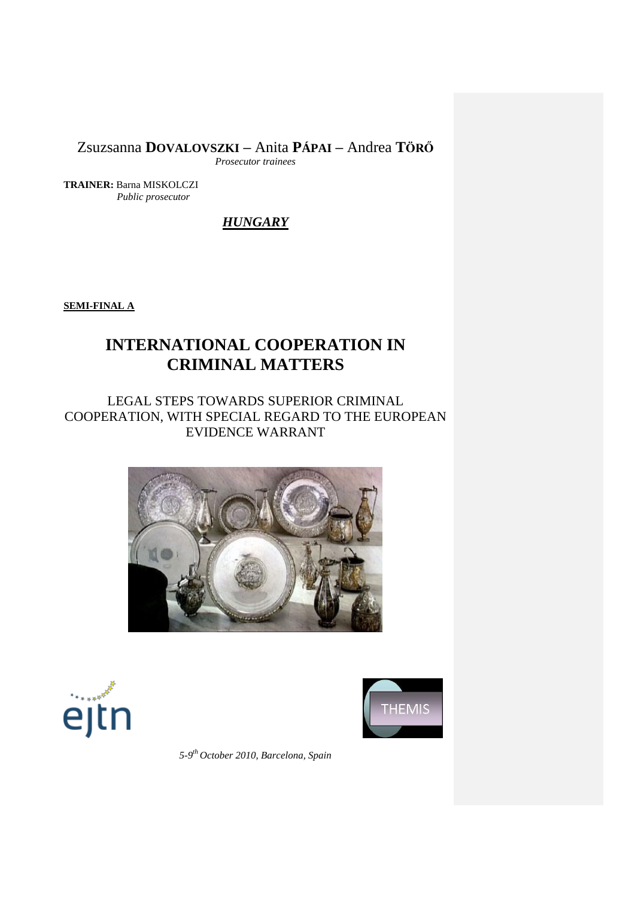Zsuzsanna **DOVALOVSZKI** – Anita **PÁPAI** – Andrea **TÖRŐ**
*Prosecutor trainees*

**TRAINER:** Barna MISKOLCZI
*Public prosecutor*

***HUNGARY***

**SEMI-FINAL A**

# INTERNATIONAL COOPERATION IN CRIMINAL MATTERS

## LEGAL STEPS TOWARDS SUPERIOR CRIMINAL COOPERATION, WITH SPECIAL REGARD TO THE EUROPEAN EVIDENCE WARRANT

ejtn

THEMIS

*5-9th October 2010, Barcelona, Spain*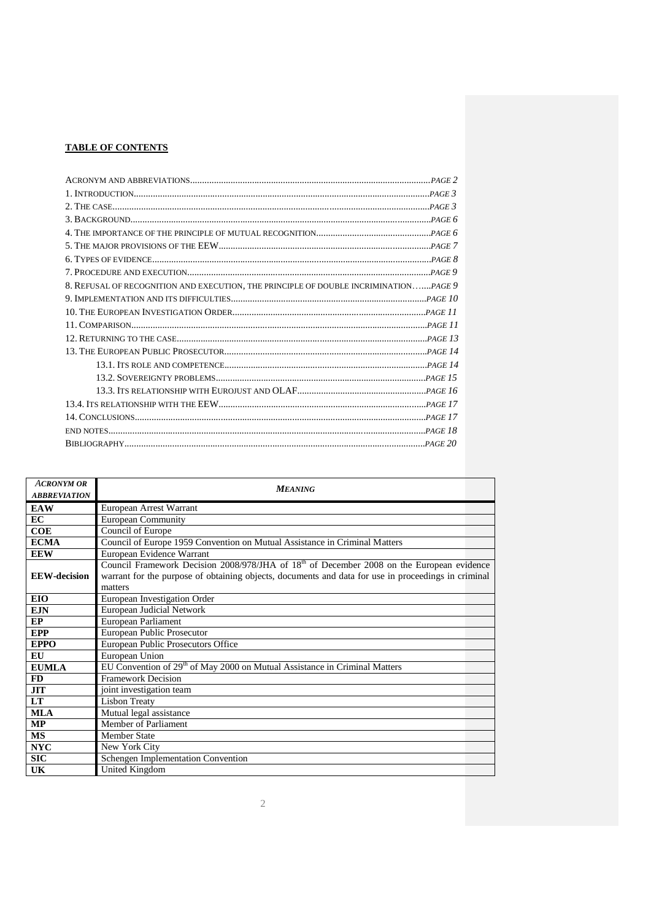**TABLE OF CONTENTS**

ACRONYM AND ABBREVIATIONS....................................................................................................PAGE 2
1. INTRODUCTION..........................................................................................................................PAGE 3
2. THE CASE....................................................................................................................................PAGE 3
3. BACKGROUND............................................................................................................................PAGE 6
4. THE IMPORTANCE OF THE PRINCIPLE OF MUTUAL RECOGNITION...............................................PAGE 6
5. THE MAJOR PROVISIONS OF THE EEW........................................................................................PAGE 7
6. TYPES OF EVIDENCE....................................................................................................................PAGE 8
7. PROCEDURE AND EXECUTION.....................................................................................................PAGE 9
8. REFUSAL OF RECOGNITION AND EXECUTION, THE PRINCIPLE OF DOUBLE INCRIMINATION…....PAGE 9
9. IMPLEMENTATION AND ITS DIFFICULTIES.................................................................................PAGE 10
10. THE EUROPEAN INVESTIGATION ORDER................................................................................PAGE 11
11. COMPARISON...........................................................................................................................PAGE 11
12. RETURNING TO THE CASE........................................................................................................PAGE 13
13. THE EUROPEAN PUBLIC PROSECUTOR....................................................................................PAGE 14
  13.1. ITS ROLE AND COMPETENCE....................................................................................PAGE 14
  13.2. SOVEREIGNTY PROBLEMS.......................................................................................PAGE 15
  13.3. ITS RELATIONSHIP WITH EUROJUST AND OLAF.....................................................PAGE 16
13.4. ITS RELATIONSHIP WITH THE EEW......................................................................................PAGE 17
14. CONCLUSIONS.........................................................................................................................PAGE 17
END NOTES...................................................................................................................................PAGE 18
BIBLIOGRAPHY.............................................................................................................................PAGE 20

| *ACRONYM OR ABBREVIATION* | *MEANING* |
|---|---|
| **EAW** | European Arrest Warrant |
| **EC** | European Community |
| **COE** | Council of Europe |
| **ECMA** | Council of Europe 1959 Convention on Mutual Assistance in Criminal Matters |
| **EEW** | European Evidence Warrant |
| **EEW-decision** | Council Framework Decision 2008/978/JHA of 18th of December 2008 on the European evidence warrant for the purpose of obtaining objects, documents and data for use in proceedings in criminal matters |
| **EIO** | European Investigation Order |
| **EJN** | European Judicial Network |
| **EP** | European Parliament |
| **EPP** | European Public Prosecutor |
| **EPPO** | European Public Prosecutors Office |
| **EU** | European Union |
| **EUMLA** | EU Convention of 29th of May 2000 on Mutual Assistance in Criminal Matters |
| **FD** | Framework Decision |
| **JIT** | joint investigation team |
| **LT** | Lisbon Treaty |
| **MLA** | Mutual legal assistance |
| **MP** | Member of Parliament |
| **MS** | Member State |
| **NYC** | New York City |
| **SIC** | Schengen Implementation Convention |
| **UK** | United Kingdom |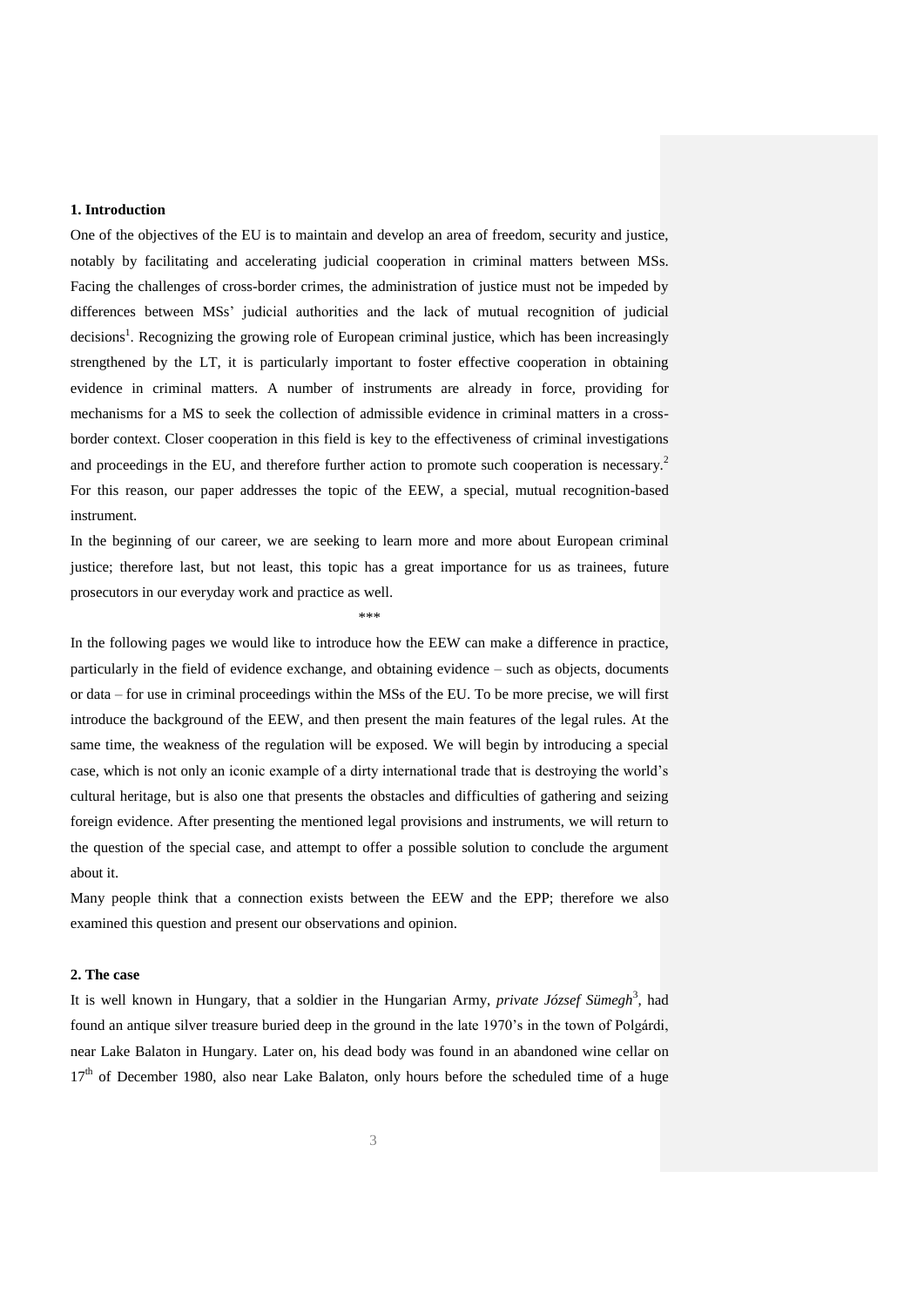## 1. Introduction

One of the objectives of the EU is to maintain and develop an area of freedom, security and justice, notably by facilitating and accelerating judicial cooperation in criminal matters between MSs. Facing the challenges of cross-border crimes, the administration of justice must not be impeded by differences between MSs' judicial authorities and the lack of mutual recognition of judicial decisions[1]. Recognizing the growing role of European criminal justice, which has been increasingly strengthened by the LT, it is particularly important to foster effective cooperation in obtaining evidence in criminal matters. A number of instruments are already in force, providing for mechanisms for a MS to seek the collection of admissible evidence in criminal matters in a cross-border context. Closer cooperation in this field is key to the effectiveness of criminal investigations and proceedings in the EU, and therefore further action to promote such cooperation is necessary.[2] For this reason, our paper addresses the topic of the EEW, a special, mutual recognition-based instrument.

In the beginning of our career, we are seeking to learn more and more about European criminal justice; therefore last, but not least, this topic has a great importance for us as trainees, future prosecutors in our everyday work and practice as well.

\*\*\*

In the following pages we would like to introduce how the EEW can make a difference in practice, particularly in the field of evidence exchange, and obtaining evidence – such as objects, documents or data – for use in criminal proceedings within the MSs of the EU. To be more precise, we will first introduce the background of the EEW, and then present the main features of the legal rules. At the same time, the weakness of the regulation will be exposed. We will begin by introducing a special case, which is not only an iconic example of a dirty international trade that is destroying the world's cultural heritage, but is also one that presents the obstacles and difficulties of gathering and seizing foreign evidence. After presenting the mentioned legal provisions and instruments, we will return to the question of the special case, and attempt to offer a possible solution to conclude the argument about it.

Many people think that a connection exists between the EEW and the EPP; therefore we also examined this question and present our observations and opinion.

## 2. The case

It is well known in Hungary, that a soldier in the Hungarian Army, *private József Sümegh*[3], had found an antique silver treasure buried deep in the ground in the late 1970's in the town of Polgárdi, near Lake Balaton in Hungary. Later on, his dead body was found in an abandoned wine cellar on 17th of December 1980, also near Lake Balaton, only hours before the scheduled time of a huge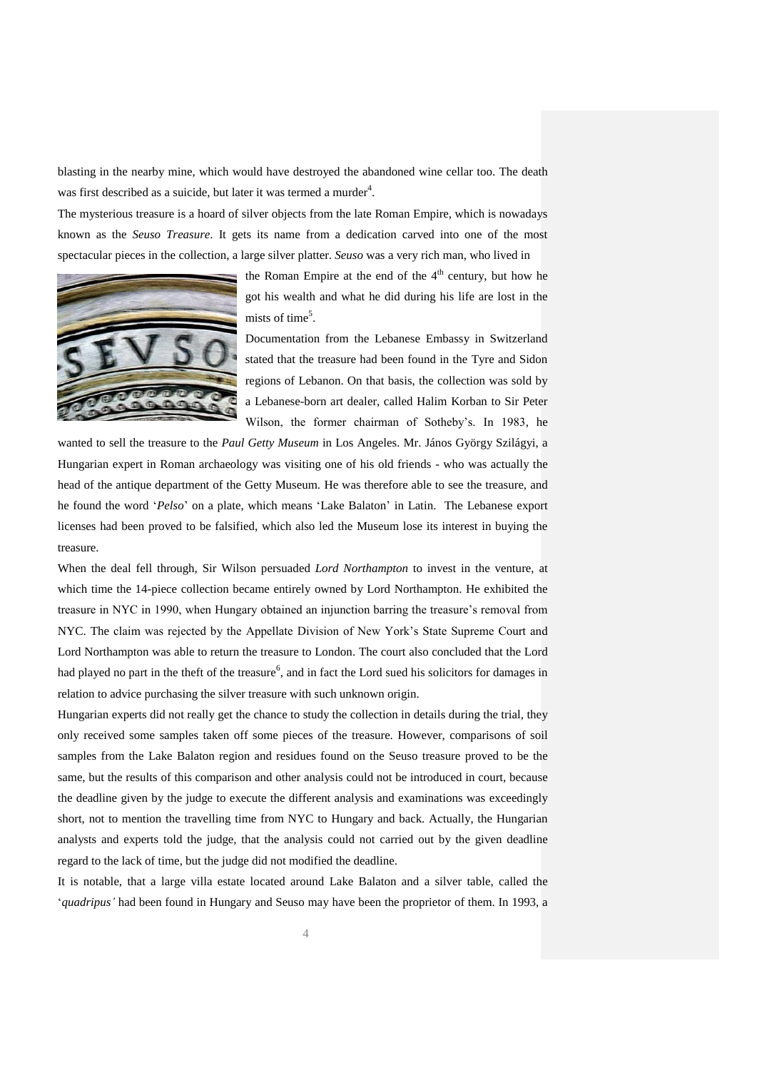blasting in the nearby mine, which would have destroyed the abandoned wine cellar too. The death was first described as a suicide, but later it was termed a murder[4].

The mysterious treasure is a hoard of silver objects from the late Roman Empire, which is nowadays known as the *Seuso Treasure*. It gets its name from a dedication carved into one of the most spectacular pieces in the collection, a large silver platter. *Seuso* was a very rich man, who lived in the Roman Empire at the end of the 4th century, but how he got his wealth and what he did during his life are lost in the mists of time[5].

Documentation from the Lebanese Embassy in Switzerland stated that the treasure had been found in the Tyre and Sidon regions of Lebanon. On that basis, the collection was sold by a Lebanese-born art dealer, called Halim Korban to Sir Peter Wilson, the former chairman of Sotheby's. In 1983, he wanted to sell the treasure to the *Paul Getty Museum* in Los Angeles. Mr. János György Szilágyi, a Hungarian expert in Roman archaeology was visiting one of his old friends - who was actually the head of the antique department of the Getty Museum. He was therefore able to see the treasure, and he found the word '*Pelso*' on a plate, which means 'Lake Balaton' in Latin. The Lebanese export licenses had been proved to be falsified, which also led the Museum lose its interest in buying the treasure.

When the deal fell through, Sir Wilson persuaded *Lord Northampton* to invest in the venture, at which time the 14-piece collection became entirely owned by Lord Northampton. He exhibited the treasure in NYC in 1990, when Hungary obtained an injunction barring the treasure's removal from NYC. The claim was rejected by the Appellate Division of New York's State Supreme Court and Lord Northampton was able to return the treasure to London. The court also concluded that the Lord had played no part in the theft of the treasure[6], and in fact the Lord sued his solicitors for damages in relation to advice purchasing the silver treasure with such unknown origin.

Hungarian experts did not really get the chance to study the collection in details during the trial, they only received some samples taken off some pieces of the treasure. However, comparisons of soil samples from the Lake Balaton region and residues found on the Seuso treasure proved to be the same, but the results of this comparison and other analysis could not be introduced in court, because the deadline given by the judge to execute the different analysis and examinations was exceedingly short, not to mention the travelling time from NYC to Hungary and back. Actually, the Hungarian analysts and experts told the judge, that the analysis could not carried out by the given deadline regard to the lack of time, but the judge did not modified the deadline.

It is notable, that a large villa estate located around Lake Balaton and a silver table, called the '*quadripus'* had been found in Hungary and Seuso may have been the proprietor of them. In 1993, a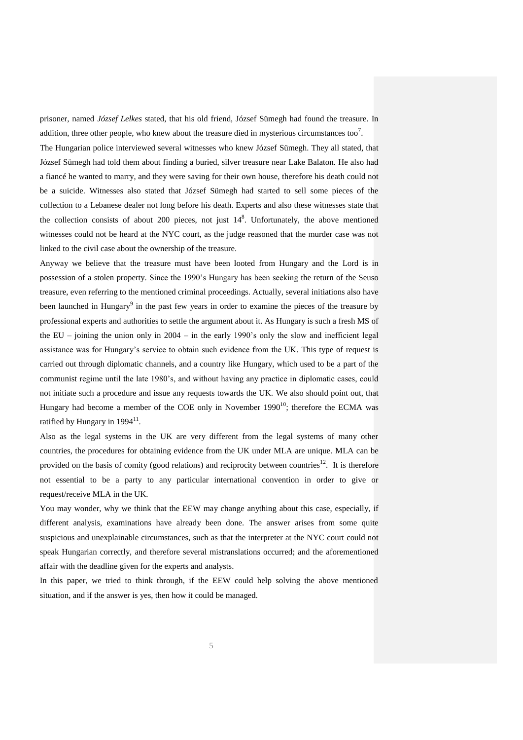prisoner, named *József Lelkes* stated, that his old friend, József Sümegh had found the treasure. In addition, three other people, who knew about the treasure died in mysterious circumstances too[7].

The Hungarian police interviewed several witnesses who knew József Sümegh. They all stated, that József Sümegh had told them about finding a buried, silver treasure near Lake Balaton. He also had a fiancé he wanted to marry, and they were saving for their own house, therefore his death could not be a suicide. Witnesses also stated that József Sümegh had started to sell some pieces of the collection to a Lebanese dealer not long before his death. Experts and also these witnesses state that the collection consists of about 200 pieces, not just 14[8]. Unfortunately, the above mentioned witnesses could not be heard at the NYC court, as the judge reasoned that the murder case was not linked to the civil case about the ownership of the treasure.

Anyway we believe that the treasure must have been looted from Hungary and the Lord is in possession of a stolen property. Since the 1990's Hungary has been seeking the return of the Seuso treasure, even referring to the mentioned criminal proceedings. Actually, several initiations also have been launched in Hungary[9] in the past few years in order to examine the pieces of the treasure by professional experts and authorities to settle the argument about it. As Hungary is such a fresh MS of the EU – joining the union only in 2004 – in the early 1990's only the slow and inefficient legal assistance was for Hungary's service to obtain such evidence from the UK. This type of request is carried out through diplomatic channels, and a country like Hungary, which used to be a part of the communist regime until the late 1980's, and without having any practice in diplomatic cases, could not initiate such a procedure and issue any requests towards the UK. We also should point out, that Hungary had become a member of the COE only in November 1990[10]; therefore the ECMA was ratified by Hungary in 1994[11].

Also as the legal systems in the UK are very different from the legal systems of many other countries, the procedures for obtaining evidence from the UK under MLA are unique. MLA can be provided on the basis of comity (good relations) and reciprocity between countries[12]. It is therefore not essential to be a party to any particular international convention in order to give or request/receive MLA in the UK.

You may wonder, why we think that the EEW may change anything about this case, especially, if different analysis, examinations have already been done. The answer arises from some quite suspicious and unexplainable circumstances, such as that the interpreter at the NYC court could not speak Hungarian correctly, and therefore several mistranslations occurred; and the aforementioned affair with the deadline given for the experts and analysts.

In this paper, we tried to think through, if the EEW could help solving the above mentioned situation, and if the answer is yes, then how it could be managed.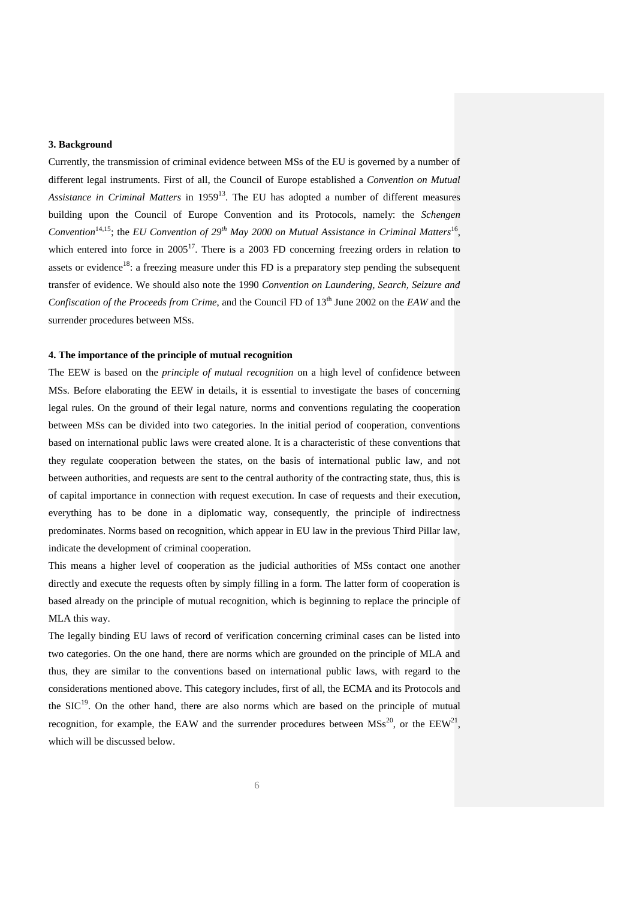**3. Background**

Currently, the transmission of criminal evidence between MSs of the EU is governed by a number of different legal instruments. First of all, the Council of Europe established a *Convention on Mutual Assistance in Criminal Matters* in 1959[13]. The EU has adopted a number of different measures building upon the Council of Europe Convention and its Protocols, namely: the *Schengen Convention*[14,15]; the *EU Convention of 29th May 2000 on Mutual Assistance in Criminal Matters*[16], which entered into force in 2005[17]. There is a 2003 FD concerning freezing orders in relation to assets or evidence[18]: a freezing measure under this FD is a preparatory step pending the subsequent transfer of evidence. We should also note the 1990 *Convention on Laundering, Search, Seizure and Confiscation of the Proceeds from Crime*, and the Council FD of 13th June 2002 on the *EAW* and the surrender procedures between MSs.

**4. The importance of the principle of mutual recognition**

The EEW is based on the *principle of mutual recognition* on a high level of confidence between MSs. Before elaborating the EEW in details, it is essential to investigate the bases of concerning legal rules. On the ground of their legal nature, norms and conventions regulating the cooperation between MSs can be divided into two categories. In the initial period of cooperation, conventions based on international public laws were created alone. It is a characteristic of these conventions that they regulate cooperation between the states, on the basis of international public law, and not between authorities, and requests are sent to the central authority of the contracting state, thus, this is of capital importance in connection with request execution. In case of requests and their execution, everything has to be done in a diplomatic way, consequently, the principle of indirectness predominates. Norms based on recognition, which appear in EU law in the previous Third Pillar law, indicate the development of criminal cooperation.

This means a higher level of cooperation as the judicial authorities of MSs contact one another directly and execute the requests often by simply filling in a form. The latter form of cooperation is based already on the principle of mutual recognition, which is beginning to replace the principle of MLA this way.

The legally binding EU laws of record of verification concerning criminal cases can be listed into two categories. On the one hand, there are norms which are grounded on the principle of MLA and thus, they are similar to the conventions based on international public laws, with regard to the considerations mentioned above. This category includes, first of all, the ECMA and its Protocols and the SIC[19]. On the other hand, there are also norms which are based on the principle of mutual recognition, for example, the EAW and the surrender procedures between MSs[20], or the EEW[21], which will be discussed below.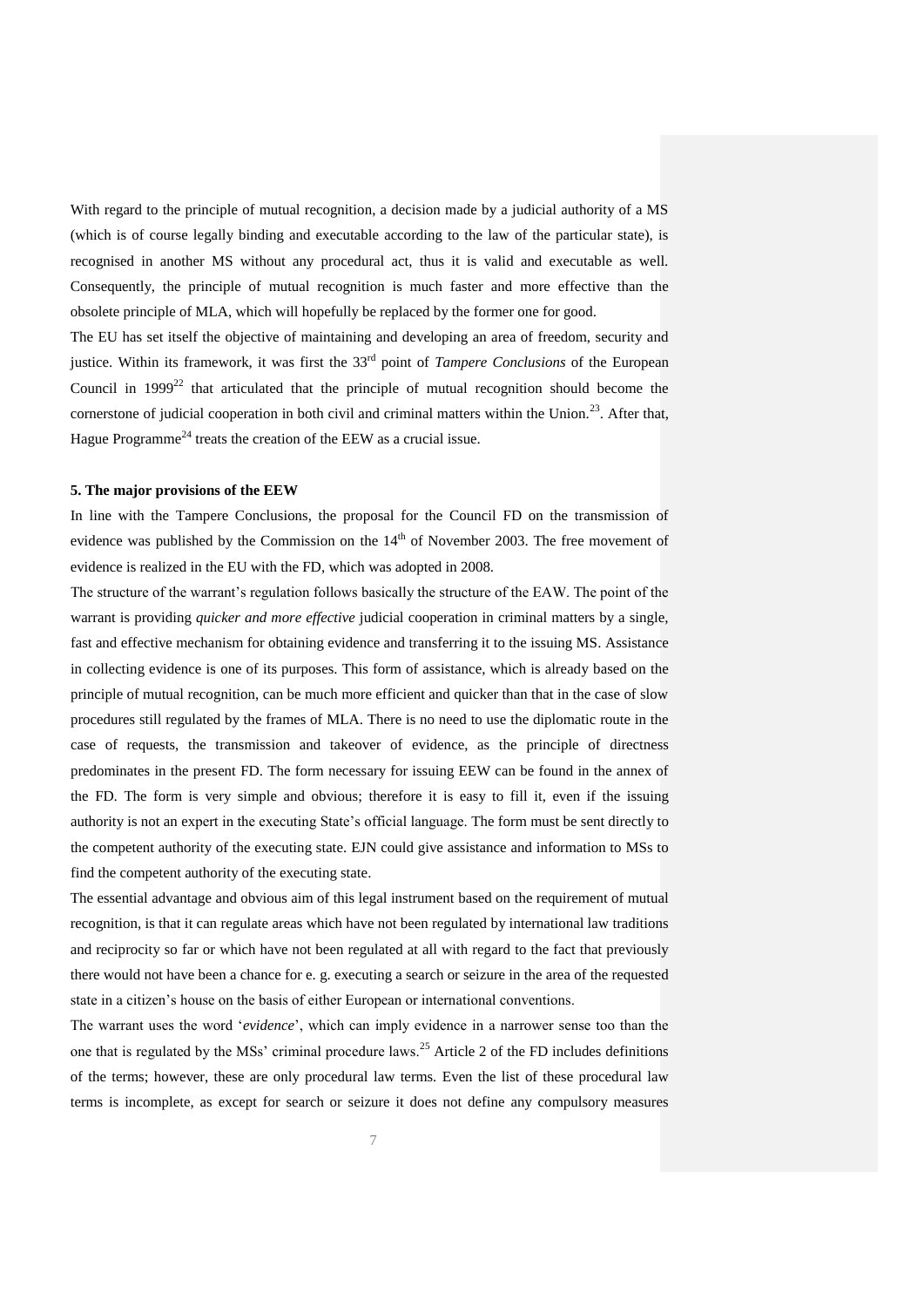With regard to the principle of mutual recognition, a decision made by a judicial authority of a MS (which is of course legally binding and executable according to the law of the particular state), is recognised in another MS without any procedural act, thus it is valid and executable as well. Consequently, the principle of mutual recognition is much faster and more effective than the obsolete principle of MLA, which will hopefully be replaced by the former one for good.

The EU has set itself the objective of maintaining and developing an area of freedom, security and justice. Within its framework, it was first the 33rd point of *Tampere Conclusions* of the European Council in 1999[22] that articulated that the principle of mutual recognition should become the cornerstone of judicial cooperation in both civil and criminal matters within the Union.[23]. After that, Hague Programme[24] treats the creation of the EEW as a crucial issue.

**5. The major provisions of the EEW**

In line with the Tampere Conclusions, the proposal for the Council FD on the transmission of evidence was published by the Commission on the 14th of November 2003. The free movement of evidence is realized in the EU with the FD, which was adopted in 2008.

The structure of the warrant's regulation follows basically the structure of the EAW. The point of the warrant is providing *quicker and more effective* judicial cooperation in criminal matters by a single, fast and effective mechanism for obtaining evidence and transferring it to the issuing MS. Assistance in collecting evidence is one of its purposes. This form of assistance, which is already based on the principle of mutual recognition, can be much more efficient and quicker than that in the case of slow procedures still regulated by the frames of MLA. There is no need to use the diplomatic route in the case of requests, the transmission and takeover of evidence, as the principle of directness predominates in the present FD. The form necessary for issuing EEW can be found in the annex of the FD. The form is very simple and obvious; therefore it is easy to fill it, even if the issuing authority is not an expert in the executing State's official language. The form must be sent directly to the competent authority of the executing state. EJN could give assistance and information to MSs to find the competent authority of the executing state.

The essential advantage and obvious aim of this legal instrument based on the requirement of mutual recognition, is that it can regulate areas which have not been regulated by international law traditions and reciprocity so far or which have not been regulated at all with regard to the fact that previously there would not have been a chance for e. g. executing a search or seizure in the area of the requested state in a citizen's house on the basis of either European or international conventions.

The warrant uses the word '*evidence*', which can imply evidence in a narrower sense too than the one that is regulated by the MSs' criminal procedure laws.[25] Article 2 of the FD includes definitions of the terms; however, these are only procedural law terms. Even the list of these procedural law terms is incomplete, as except for search or seizure it does not define any compulsory measures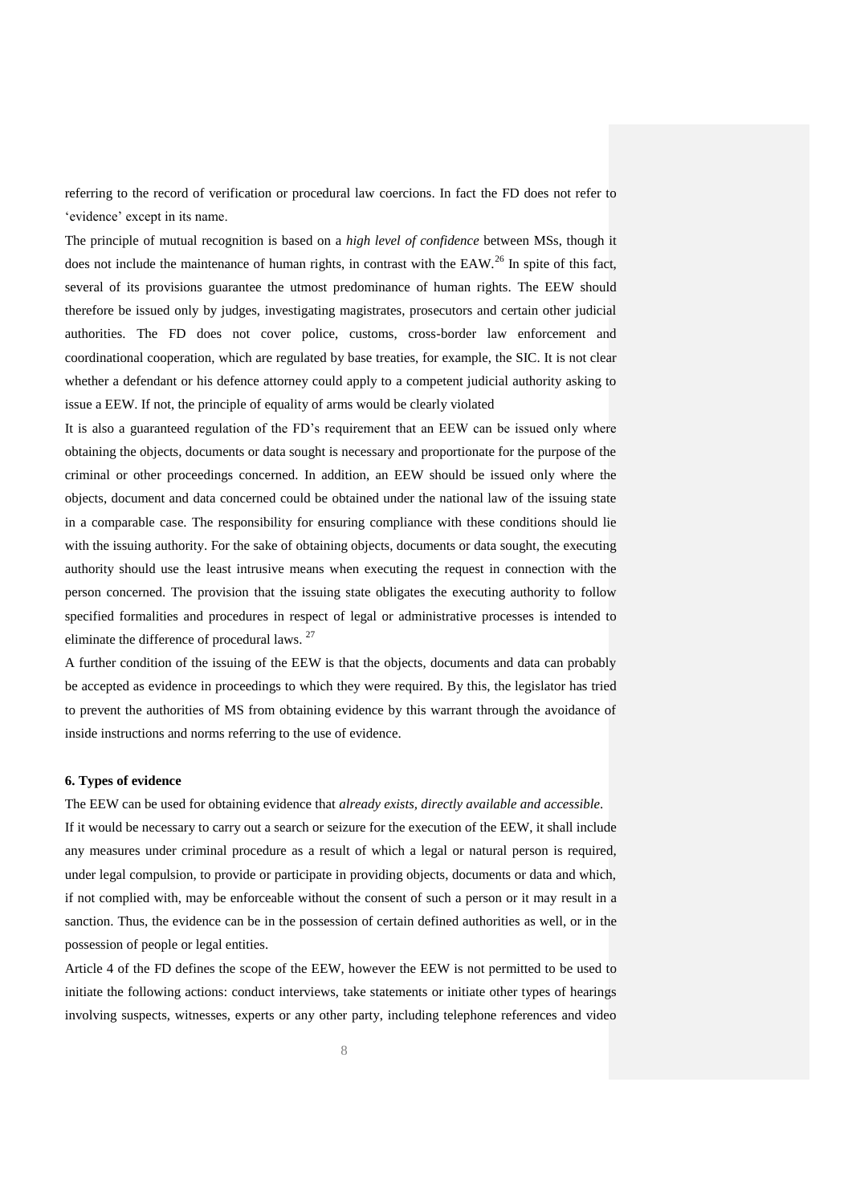referring to the record of verification or procedural law coercions. In fact the FD does not refer to 'evidence' except in its name.

The principle of mutual recognition is based on a *high level of confidence* between MSs, though it does not include the maintenance of human rights, in contrast with the EAW.[26] In spite of this fact, several of its provisions guarantee the utmost predominance of human rights. The EEW should therefore be issued only by judges, investigating magistrates, prosecutors and certain other judicial authorities. The FD does not cover police, customs, cross-border law enforcement and coordinational cooperation, which are regulated by base treaties, for example, the SIC. It is not clear whether a defendant or his defence attorney could apply to a competent judicial authority asking to issue a EEW. If not, the principle of equality of arms would be clearly violated

It is also a guaranteed regulation of the FD's requirement that an EEW can be issued only where obtaining the objects, documents or data sought is necessary and proportionate for the purpose of the criminal or other proceedings concerned. In addition, an EEW should be issued only where the objects, document and data concerned could be obtained under the national law of the issuing state in a comparable case. The responsibility for ensuring compliance with these conditions should lie with the issuing authority. For the sake of obtaining objects, documents or data sought, the executing authority should use the least intrusive means when executing the request in connection with the person concerned. The provision that the issuing state obligates the executing authority to follow specified formalities and procedures in respect of legal or administrative processes is intended to eliminate the difference of procedural laws. [27]

A further condition of the issuing of the EEW is that the objects, documents and data can probably be accepted as evidence in proceedings to which they were required. By this, the legislator has tried to prevent the authorities of MS from obtaining evidence by this warrant through the avoidance of inside instructions and norms referring to the use of evidence.

**6. Types of evidence**

The EEW can be used for obtaining evidence that *already exists, directly available and accessible*.

If it would be necessary to carry out a search or seizure for the execution of the EEW, it shall include any measures under criminal procedure as a result of which a legal or natural person is required, under legal compulsion, to provide or participate in providing objects, documents or data and which, if not complied with, may be enforceable without the consent of such a person or it may result in a sanction. Thus, the evidence can be in the possession of certain defined authorities as well, or in the possession of people or legal entities.

Article 4 of the FD defines the scope of the EEW, however the EEW is not permitted to be used to initiate the following actions: conduct interviews, take statements or initiate other types of hearings involving suspects, witnesses, experts or any other party, including telephone references and video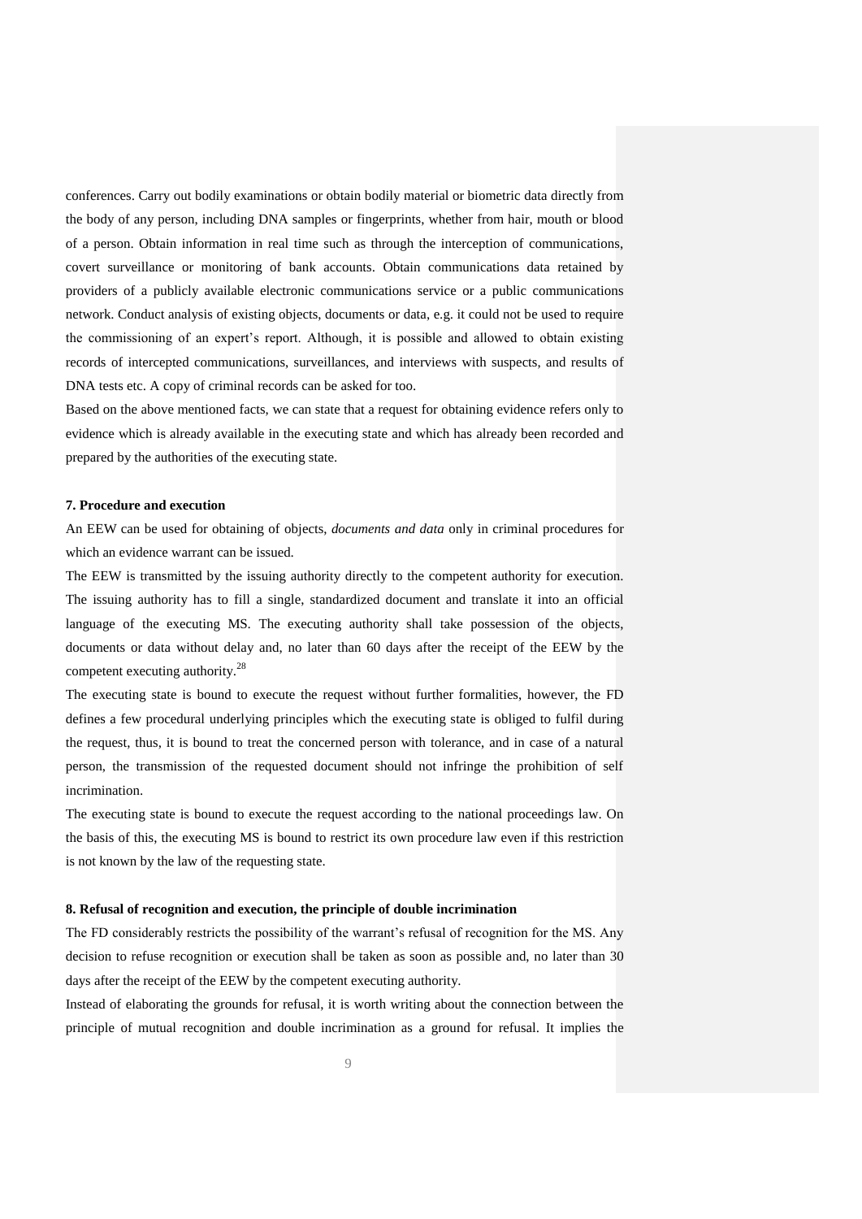conferences. Carry out bodily examinations or obtain bodily material or biometric data directly from the body of any person, including DNA samples or fingerprints, whether from hair, mouth or blood of a person. Obtain information in real time such as through the interception of communications, covert surveillance or monitoring of bank accounts. Obtain communications data retained by providers of a publicly available electronic communications service or a public communications network. Conduct analysis of existing objects, documents or data, e.g. it could not be used to require the commissioning of an expert's report. Although, it is possible and allowed to obtain existing records of intercepted communications, surveillances, and interviews with suspects, and results of DNA tests etc. A copy of criminal records can be asked for too.

Based on the above mentioned facts, we can state that a request for obtaining evidence refers only to evidence which is already available in the executing state and which has already been recorded and prepared by the authorities of the executing state.

**7. Procedure and execution**

An EEW can be used for obtaining of objects, *documents and data* only in criminal procedures for which an evidence warrant can be issued.

The EEW is transmitted by the issuing authority directly to the competent authority for execution. The issuing authority has to fill a single, standardized document and translate it into an official language of the executing MS. The executing authority shall take possession of the objects, documents or data without delay and, no later than 60 days after the receipt of the EEW by the competent executing authority.[28]

The executing state is bound to execute the request without further formalities, however, the FD defines a few procedural underlying principles which the executing state is obliged to fulfil during the request, thus, it is bound to treat the concerned person with tolerance, and in case of a natural person, the transmission of the requested document should not infringe the prohibition of self incrimination.

The executing state is bound to execute the request according to the national proceedings law. On the basis of this, the executing MS is bound to restrict its own procedure law even if this restriction is not known by the law of the requesting state.

**8. Refusal of recognition and execution, the principle of double incrimination**

The FD considerably restricts the possibility of the warrant's refusal of recognition for the MS. Any decision to refuse recognition or execution shall be taken as soon as possible and, no later than 30 days after the receipt of the EEW by the competent executing authority.

Instead of elaborating the grounds for refusal, it is worth writing about the connection between the principle of mutual recognition and double incrimination as a ground for refusal. It implies the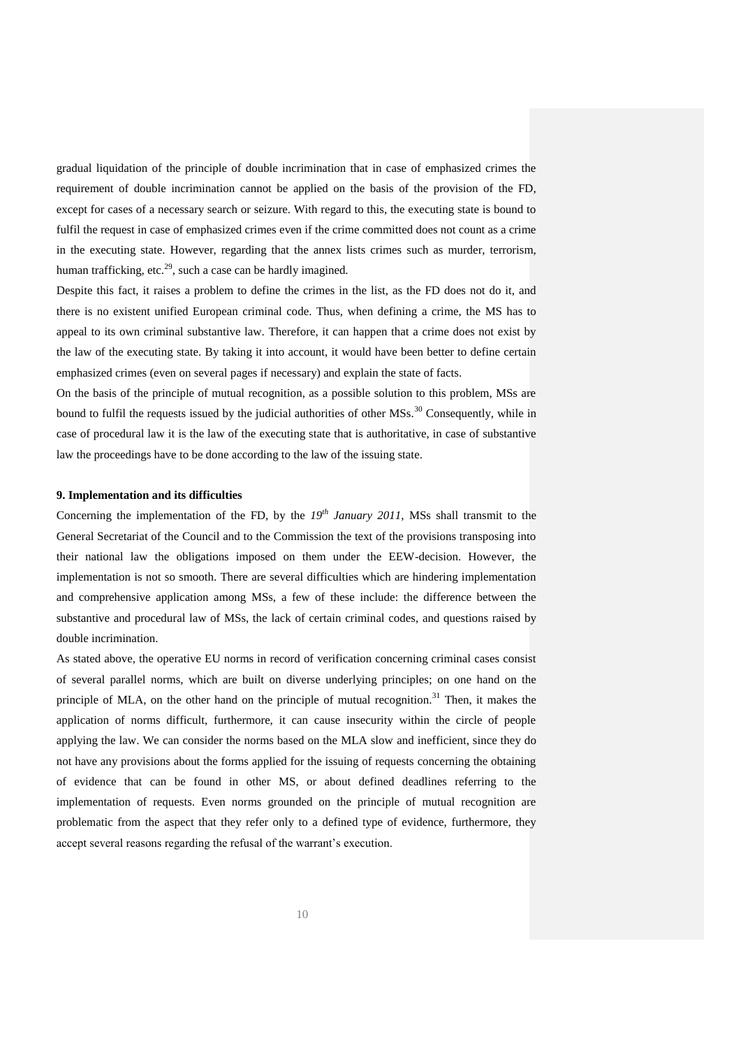gradual liquidation of the principle of double incrimination that in case of emphasized crimes the requirement of double incrimination cannot be applied on the basis of the provision of the FD, except for cases of a necessary search or seizure. With regard to this, the executing state is bound to fulfil the request in case of emphasized crimes even if the crime committed does not count as a crime in the executing state. However, regarding that the annex lists crimes such as murder, terrorism, human trafficking, etc.[29], such a case can be hardly imagined.

Despite this fact, it raises a problem to define the crimes in the list, as the FD does not do it, and there is no existent unified European criminal code. Thus, when defining a crime, the MS has to appeal to its own criminal substantive law. Therefore, it can happen that a crime does not exist by the law of the executing state. By taking it into account, it would have been better to define certain emphasized crimes (even on several pages if necessary) and explain the state of facts.

On the basis of the principle of mutual recognition, as a possible solution to this problem, MSs are bound to fulfil the requests issued by the judicial authorities of other MSs.[30] Consequently, while in case of procedural law it is the law of the executing state that is authoritative, in case of substantive law the proceedings have to be done according to the law of the issuing state.

**9. Implementation and its difficulties**

Concerning the implementation of the FD, by the *19th January 2011*, MSs shall transmit to the General Secretariat of the Council and to the Commission the text of the provisions transposing into their national law the obligations imposed on them under the EEW-decision. However, the implementation is not so smooth. There are several difficulties which are hindering implementation and comprehensive application among MSs, a few of these include: the difference between the substantive and procedural law of MSs, the lack of certain criminal codes, and questions raised by double incrimination.

As stated above, the operative EU norms in record of verification concerning criminal cases consist of several parallel norms, which are built on diverse underlying principles; on one hand on the principle of MLA, on the other hand on the principle of mutual recognition.[31] Then, it makes the application of norms difficult, furthermore, it can cause insecurity within the circle of people applying the law. We can consider the norms based on the MLA slow and inefficient, since they do not have any provisions about the forms applied for the issuing of requests concerning the obtaining of evidence that can be found in other MS, or about defined deadlines referring to the implementation of requests. Even norms grounded on the principle of mutual recognition are problematic from the aspect that they refer only to a defined type of evidence, furthermore, they accept several reasons regarding the refusal of the warrant's execution.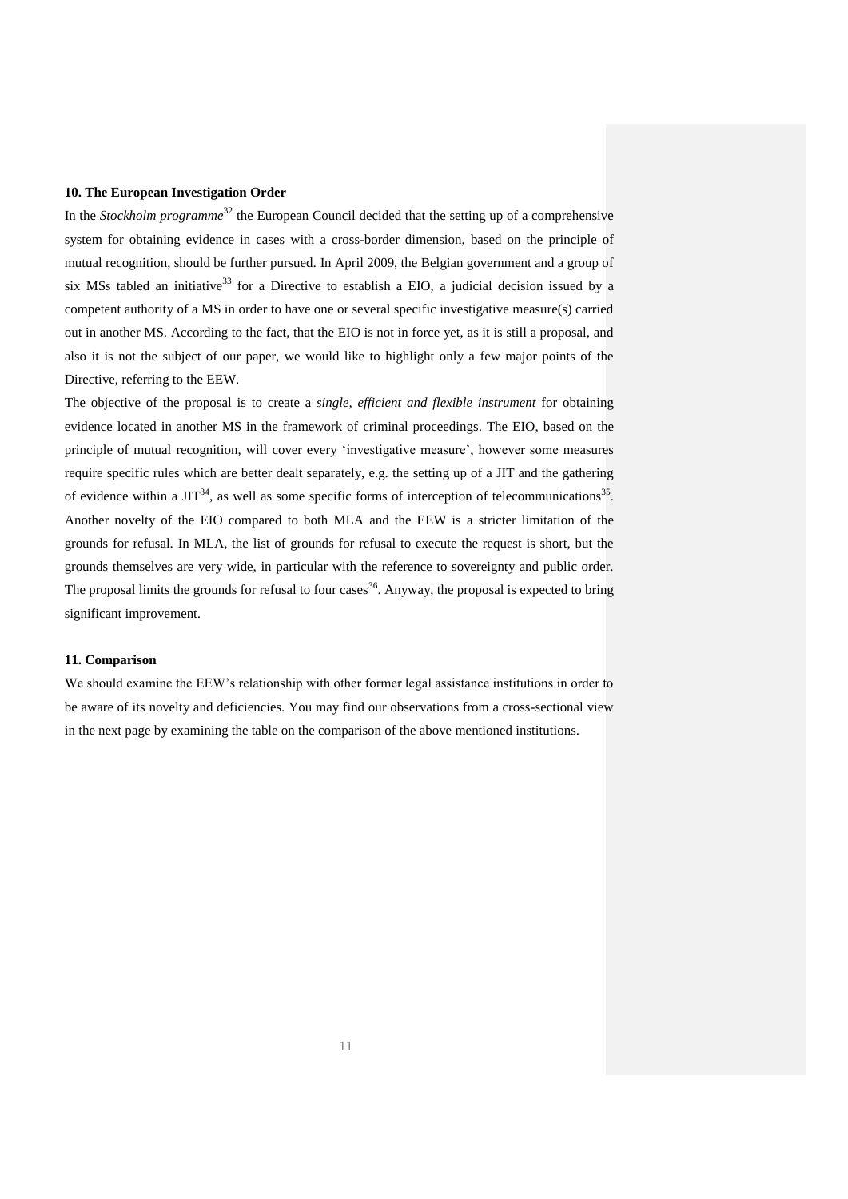**10. The European Investigation Order**

In the *Stockholm programme*[32] the European Council decided that the setting up of a comprehensive system for obtaining evidence in cases with a cross-border dimension, based on the principle of mutual recognition, should be further pursued. In April 2009, the Belgian government and a group of six MSs tabled an initiative[33] for a Directive to establish a EIO, a judicial decision issued by a competent authority of a MS in order to have one or several specific investigative measure(s) carried out in another MS. According to the fact, that the EIO is not in force yet, as it is still a proposal, and also it is not the subject of our paper, we would like to highlight only a few major points of the Directive, referring to the EEW.

The objective of the proposal is to create a *single, efficient and flexible instrument* for obtaining evidence located in another MS in the framework of criminal proceedings. The EIO, based on the principle of mutual recognition, will cover every 'investigative measure', however some measures require specific rules which are better dealt separately, e.g. the setting up of a JIT and the gathering of evidence within a JIT[34], as well as some specific forms of interception of telecommunications[35]. Another novelty of the EIO compared to both MLA and the EEW is a stricter limitation of the grounds for refusal. In MLA, the list of grounds for refusal to execute the request is short, but the grounds themselves are very wide, in particular with the reference to sovereignty and public order. The proposal limits the grounds for refusal to four cases[36]. Anyway, the proposal is expected to bring significant improvement.

**11. Comparison**

We should examine the EEW's relationship with other former legal assistance institutions in order to be aware of its novelty and deficiencies. You may find our observations from a cross-sectional view in the next page by examining the table on the comparison of the above mentioned institutions.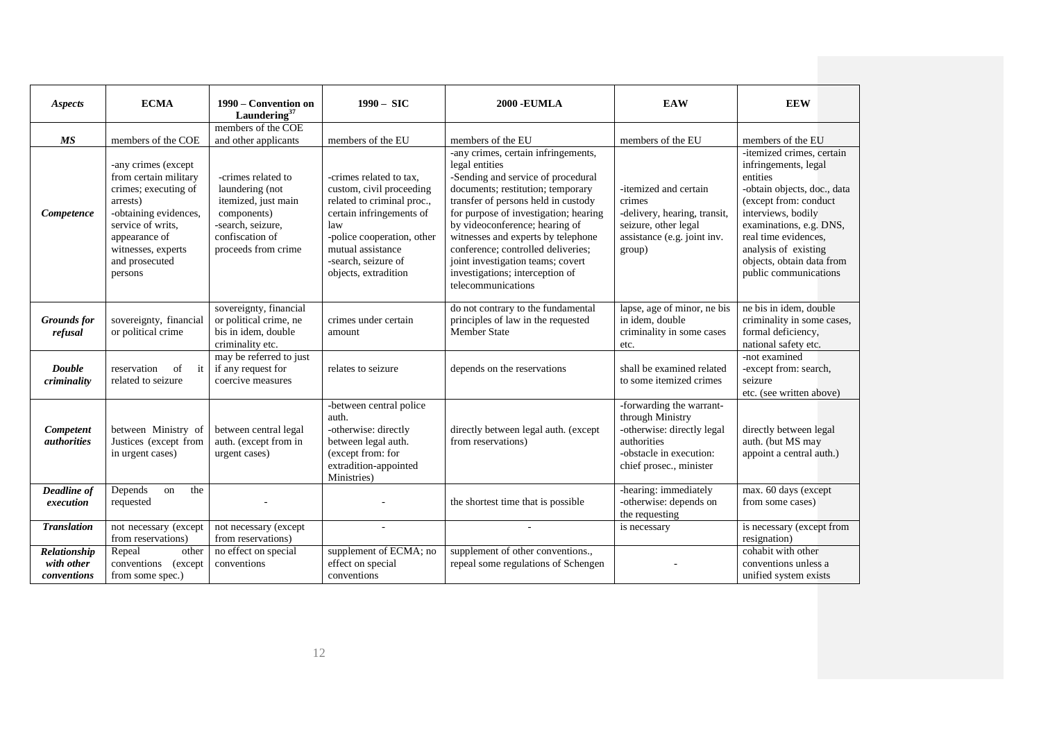| *Aspects* | **ECMA** | **1990 – Convention on Laundering**[37] | **1990 – SIC** | **2000 -EUMLA** | **EAW** | **EEW** |
|---|---|---|---|---|---|---|
| ***MS*** | members of the COE | members of the COE and other applicants | members of the EU | members of the EU | members of the EU | members of the EU |
| ***Competence*** | -any crimes (except from certain military crimes; executing of arrests) -obtaining evidences, service of writs, appearance of witnesses, experts and prosecuted persons | -crimes related to laundering (not itemized, just main components) -search, seizure, confiscation of proceeds from crime | -crimes related to tax, custom, civil proceeding related to criminal proc., certain infringements of law -police cooperation, other mutual assistance -search, seizure of objects, extradition | -any crimes, certain infringements, legal entities -Sending and service of procedural documents; restitution; temporary transfer of persons held in custody for purpose of investigation; hearing by videoconference; hearing of witnesses and experts by telephone conference; controlled deliveries; joint investigation teams; covert investigations; interception of telecommunications | -itemized and certain crimes -delivery, hearing, transit, seizure, other legal assistance (e.g. joint inv. group) | -itemized crimes, certain infringements, legal entities -obtain objects, doc., data (except from: conduct interviews, bodily examinations, e.g. DNS, real time evidences, analysis of existing objects, obtain data from public communications |
| ***Grounds for refusal*** | sovereignty, financial or political crime | sovereignty, financial or political crime, ne bis in idem, double criminality etc. | crimes under certain amount | do not contrary to the fundamental principles of law in the requested Member State | lapse, age of minor, ne bis in idem, double criminality in some cases etc. | ne bis in idem, double criminality in some cases, formal deficiency, national safety etc. |
| ***Double criminality*** | reservation of it related to seizure | may be referred to just if any request for coercive measures | relates to seizure | depends on the reservations | shall be examined related to some itemized crimes | -not examined -except from: search, seizure etc. (see written above) |
| ***Competent authorities*** | between Ministry of Justices (except from in urgent cases) | between central legal auth. (except from in urgent cases) | -between central police auth. -otherwise: directly between legal auth. (except from: for extradition-appointed Ministries) | directly between legal auth. (except from reservations) | -forwarding the warrant-through Ministry -otherwise: directly legal authorities -obstacle in execution: chief prosec., minister | directly between legal auth. (but MS may appoint a central auth.) |
| ***Deadline of execution*** | Depends on the requested | - | - | the shortest time that is possible | -hearing: immediately -otherwise: depends on the requesting | max. 60 days (except from some cases) |
| ***Translation*** | not necessary (except from reservations) | not necessary (except from reservations) | - | - | is necessary | is necessary (except from resignation) |
| ***Relationship with other conventions*** | Repeal other conventions (except from some spec.) | no effect on special conventions | supplement of ECMA; no effect on special conventions | supplement of other conventions., repeal some regulations of Schengen | - | cohabit with other conventions unless a unified system exists |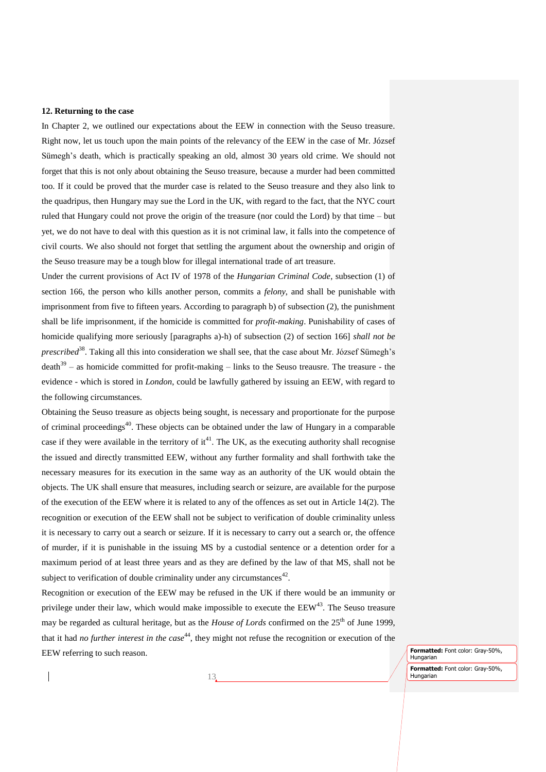**12. Returning to the case**

In Chapter 2, we outlined our expectations about the EEW in connection with the Seuso treasure. Right now, let us touch upon the main points of the relevancy of the EEW in the case of Mr. József Sümegh's death, which is practically speaking an old, almost 30 years old crime. We should not forget that this is not only about obtaining the Seuso treasure, because a murder had been committed too. If it could be proved that the murder case is related to the Seuso treasure and they also link to the quadripus, then Hungary may sue the Lord in the UK, with regard to the fact, that the NYC court ruled that Hungary could not prove the origin of the treasure (nor could the Lord) by that time – but yet, we do not have to deal with this question as it is not criminal law, it falls into the competence of civil courts. We also should not forget that settling the argument about the ownership and origin of the Seuso treasure may be a tough blow for illegal international trade of art treasure.

Under the current provisions of Act IV of 1978 of the *Hungarian Criminal Code*, subsection (1) of section 166, the person who kills another person, commits a *felony*, and shall be punishable with imprisonment from five to fifteen years. According to paragraph b) of subsection (2), the punishment shall be life imprisonment, if the homicide is committed for *profit-making*. Punishability of cases of homicide qualifying more seriously [paragraphs a)-h) of subsection (2) of section 166] *shall not be prescribed*[38]. Taking all this into consideration we shall see, that the case about Mr. József Sümegh's death[39] – as homicide committed for profit-making – links to the Seuso treausre. The treasure - the evidence - which is stored in *London*, could be lawfully gathered by issuing an EEW, with regard to the following circumstances.

Obtaining the Seuso treasure as objects being sought, is necessary and proportionate for the purpose of criminal proceedings[40]. These objects can be obtained under the law of Hungary in a comparable case if they were available in the territory of it[41]. The UK, as the executing authority shall recognise the issued and directly transmitted EEW, without any further formality and shall forthwith take the necessary measures for its execution in the same way as an authority of the UK would obtain the objects. The UK shall ensure that measures, including search or seizure, are available for the purpose of the execution of the EEW where it is related to any of the offences as set out in Article 14(2). The recognition or execution of the EEW shall not be subject to verification of double criminality unless it is necessary to carry out a search or seizure. If it is necessary to carry out a search or, the offence of murder, if it is punishable in the issuing MS by a custodial sentence or a detention order for a maximum period of at least three years and as they are defined by the law of that MS, shall not be subject to verification of double criminality under any circumstances[42].

Recognition or execution of the EEW may be refused in the UK if there would be an immunity or privilege under their law, which would make impossible to execute the EEW[43]. The Seuso treasure may be regarded as cultural heritage, but as the *House of Lords* confirmed on the 25th of June 1999, that it had *no further interest in the case*[44], they might not refuse the recognition or execution of the EEW referring to such reason.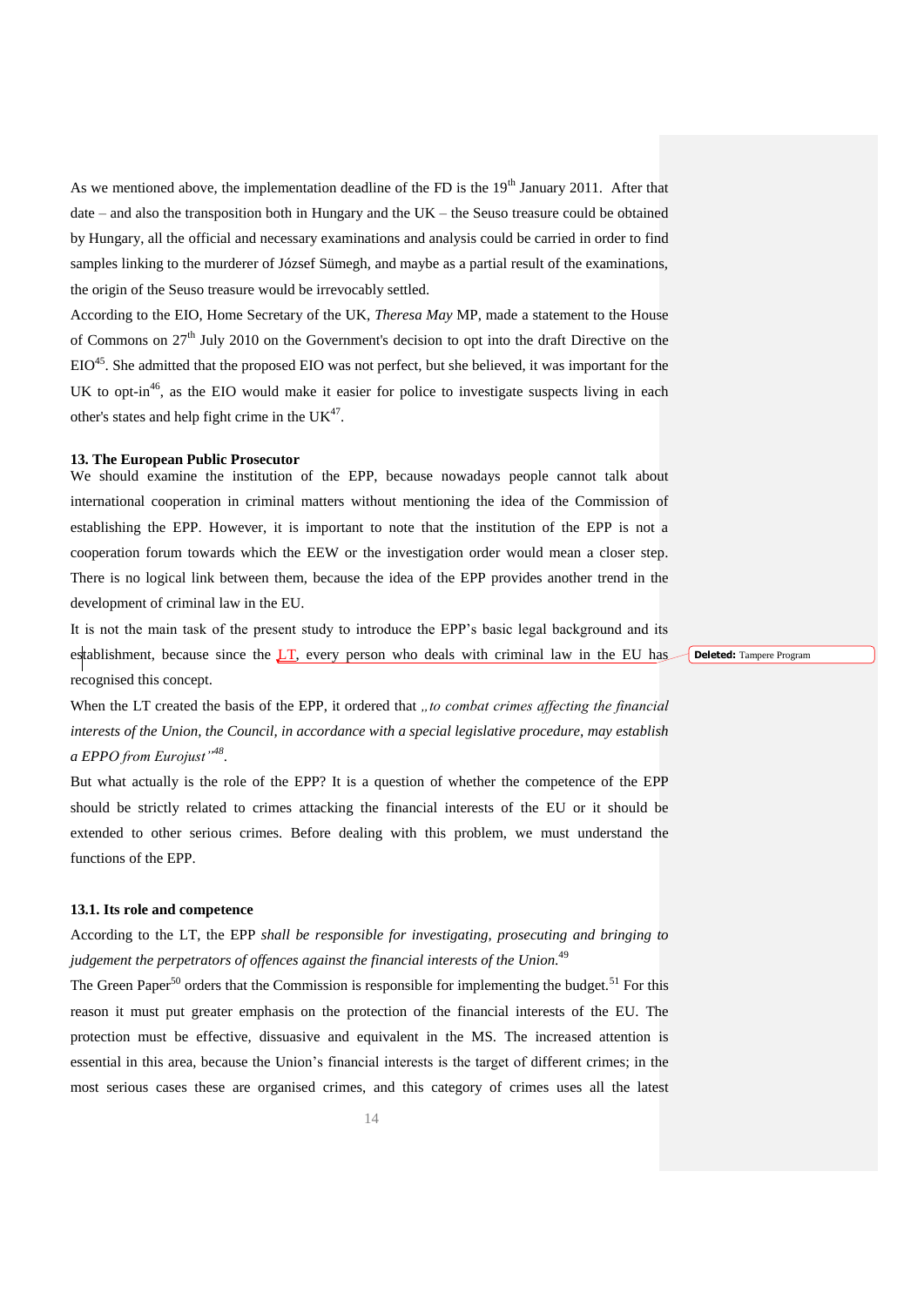As we mentioned above, the implementation deadline of the FD is the 19th January 2011. After that date – and also the transposition both in Hungary and the UK – the Seuso treasure could be obtained by Hungary, all the official and necessary examinations and analysis could be carried in order to find samples linking to the murderer of József Sümegh, and maybe as a partial result of the examinations, the origin of the Seuso treasure would be irrevocably settled.

According to the EIO, Home Secretary of the UK, *Theresa May* MP, made a statement to the House of Commons on 27th July 2010 on the Government's decision to opt into the draft Directive on the EIO[45]. She admitted that the proposed EIO was not perfect, but she believed, it was important for the UK to opt-in[46], as the EIO would make it easier for police to investigate suspects living in each other's states and help fight crime in the UK[47].

### 13. The European Public Prosecutor

We should examine the institution of the EPP, because nowadays people cannot talk about international cooperation in criminal matters without mentioning the idea of the Commission of establishing the EPP. However, it is important to note that the institution of the EPP is not a cooperation forum towards which the EEW or the investigation order would mean a closer step. There is no logical link between them, because the idea of the EPP provides another trend in the development of criminal law in the EU.

It is not the main task of the present study to introduce the EPP's basic legal background and its establishment, because since the LT, every person who deals with criminal law in the EU has recognised this concept.

When the LT created the basis of the EPP, it ordered that *„to combat crimes affecting the financial interests of the Union, the Council, in accordance with a special legislative procedure, may establish a EPPO from Eurojust"*[48].

But what actually is the role of the EPP? It is a question of whether the competence of the EPP should be strictly related to crimes attacking the financial interests of the EU or it should be extended to other serious crimes. Before dealing with this problem, we must understand the functions of the EPP.

#### 13.1. Its role and competence

According to the LT, the EPP *shall be responsible for investigating, prosecuting and bringing to judgement the perpetrators of offences against the financial interests of the Union.*[49]

The Green Paper[50] orders that the Commission is responsible for implementing the budget.[51] For this reason it must put greater emphasis on the protection of the financial interests of the EU. The protection must be effective, dissuasive and equivalent in the MS. The increased attention is essential in this area, because the Union's financial interests is the target of different crimes; in the most serious cases these are organised crimes, and this category of crimes uses all the latest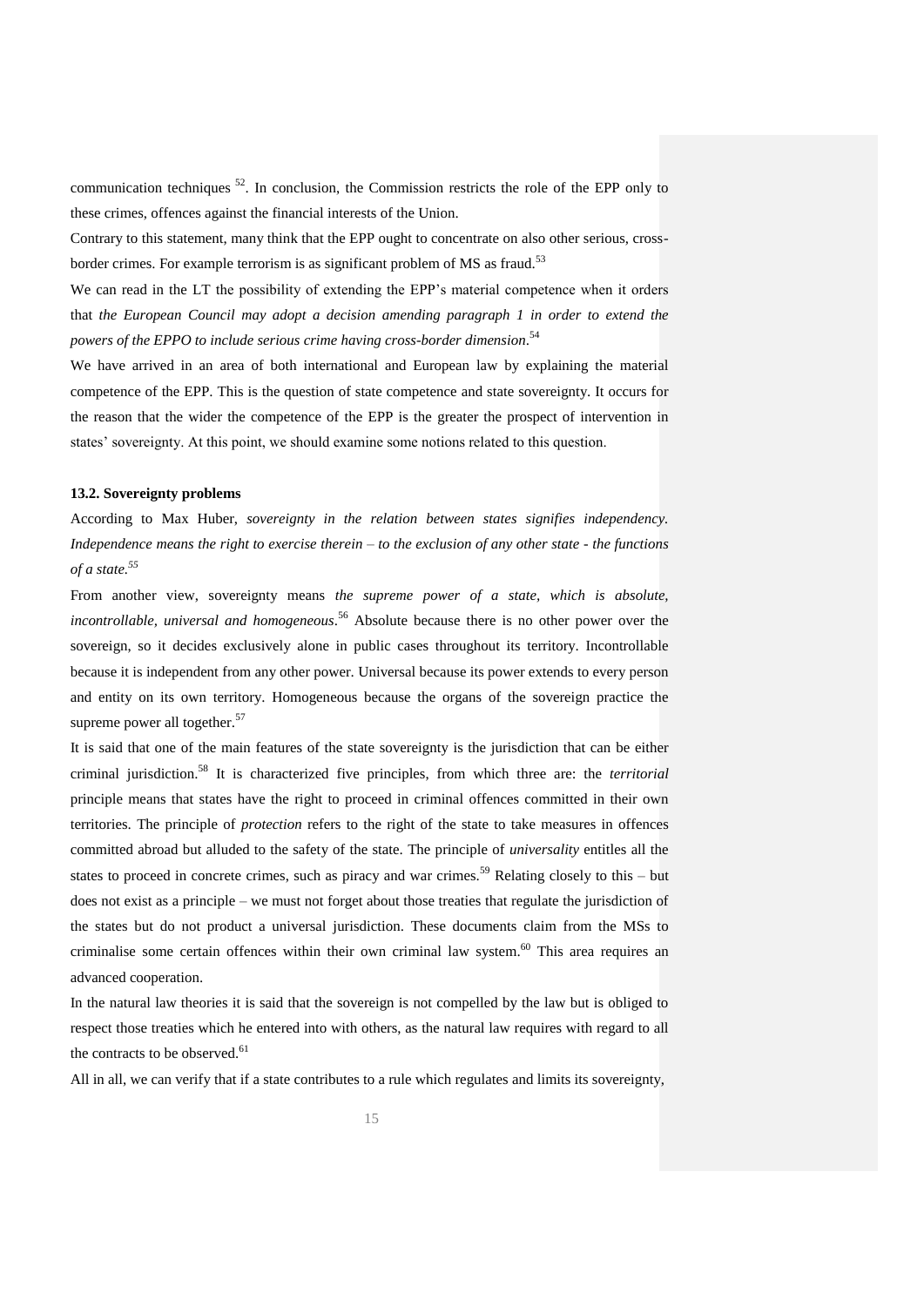communication techniques [52]. In conclusion, the Commission restricts the role of the EPP only to these crimes, offences against the financial interests of the Union.

Contrary to this statement, many think that the EPP ought to concentrate on also other serious, cross-border crimes. For example terrorism is as significant problem of MS as fraud.[53]

We can read in the LT the possibility of extending the EPP's material competence when it orders that *the European Council may adopt a decision amending paragraph 1 in order to extend the powers of the EPPO to include serious crime having cross-border dimension*.[54]

We have arrived in an area of both international and European law by explaining the material competence of the EPP. This is the question of state competence and state sovereignty. It occurs for the reason that the wider the competence of the EPP is the greater the prospect of intervention in states' sovereignty. At this point, we should examine some notions related to this question.

**13.2. Sovereignty problems**

According to Max Huber, *sovereignty in the relation between states signifies independency. Independence means the right to exercise therein – to the exclusion of any other state - the functions of a state.*[55]

From another view, sovereignty means *the supreme power of a state, which is absolute, incontrollable, universal and homogeneous*.[56] Absolute because there is no other power over the sovereign, so it decides exclusively alone in public cases throughout its territory. Incontrollable because it is independent from any other power. Universal because its power extends to every person and entity on its own territory. Homogeneous because the organs of the sovereign practice the supreme power all together.[57]

It is said that one of the main features of the state sovereignty is the jurisdiction that can be either criminal jurisdiction.[58] It is characterized five principles, from which three are: the *territorial* principle means that states have the right to proceed in criminal offences committed in their own territories. The principle of *protection* refers to the right of the state to take measures in offences committed abroad but alluded to the safety of the state. The principle of *universality* entitles all the states to proceed in concrete crimes, such as piracy and war crimes.[59] Relating closely to this – but does not exist as a principle – we must not forget about those treaties that regulate the jurisdiction of the states but do not product a universal jurisdiction. These documents claim from the MSs to criminalise some certain offences within their own criminal law system.[60] This area requires an advanced cooperation.

In the natural law theories it is said that the sovereign is not compelled by the law but is obliged to respect those treaties which he entered into with others, as the natural law requires with regard to all the contracts to be observed.[61]

All in all, we can verify that if a state contributes to a rule which regulates and limits its sovereignty,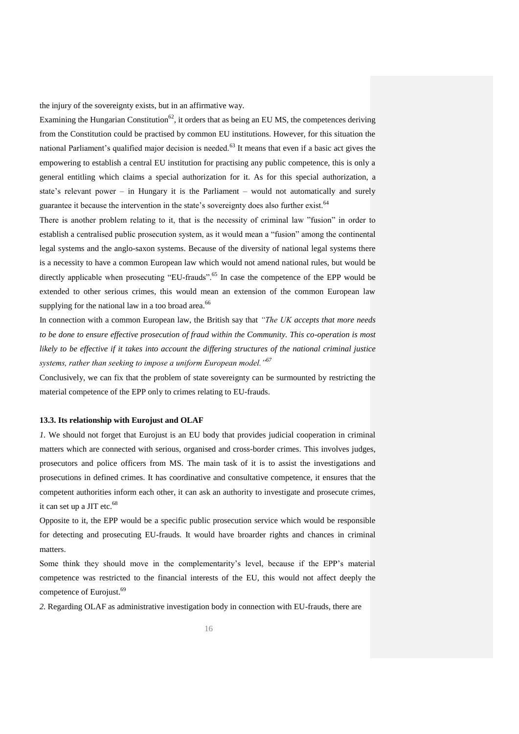the injury of the sovereignty exists, but in an affirmative way.

Examining the Hungarian Constitution[62], it orders that as being an EU MS, the competences deriving from the Constitution could be practised by common EU institutions. However, for this situation the national Parliament's qualified major decision is needed.[63] It means that even if a basic act gives the empowering to establish a central EU institution for practising any public competence, this is only a general entitling which claims a special authorization for it. As for this special authorization, a state's relevant power – in Hungary it is the Parliament – would not automatically and surely guarantee it because the intervention in the state's sovereignty does also further exist.[64]

There is another problem relating to it, that is the necessity of criminal law "fusion" in order to establish a centralised public prosecution system, as it would mean a "fusion" among the continental legal systems and the anglo-saxon systems. Because of the diversity of national legal systems there is a necessity to have a common European law which would not amend national rules, but would be directly applicable when prosecuting "EU-frauds".[65] In case the competence of the EPP would be extended to other serious crimes, this would mean an extension of the common European law supplying for the national law in a too broad area.[66]

In connection with a common European law, the British say that *"The UK accepts that more needs to be done to ensure effective prosecution of fraud within the Community. This co-operation is most likely to be effective if it takes into account the differing structures of the national criminal justice systems, rather than seeking to impose a uniform European model."*[67]

Conclusively, we can fix that the problem of state sovereignty can be surmounted by restricting the material competence of the EPP only to crimes relating to EU-frauds.

#### 13.3. Its relationship with Eurojust and OLAF

*1.* We should not forget that Eurojust is an EU body that provides judicial cooperation in criminal matters which are connected with serious, organised and cross-border crimes. This involves judges, prosecutors and police officers from MS. The main task of it is to assist the investigations and prosecutions in defined crimes. It has coordinative and consultative competence, it ensures that the competent authorities inform each other, it can ask an authority to investigate and prosecute crimes, it can set up a JIT etc.[68]

Opposite to it, the EPP would be a specific public prosecution service which would be responsible for detecting and prosecuting EU-frauds. It would have broarder rights and chances in criminal matters.

Some think they should move in the complementarity's level, because if the EPP's material competence was restricted to the financial interests of the EU, this would not affect deeply the competence of Eurojust.[69]

*2.* Regarding OLAF as administrative investigation body in connection with EU-frauds, there are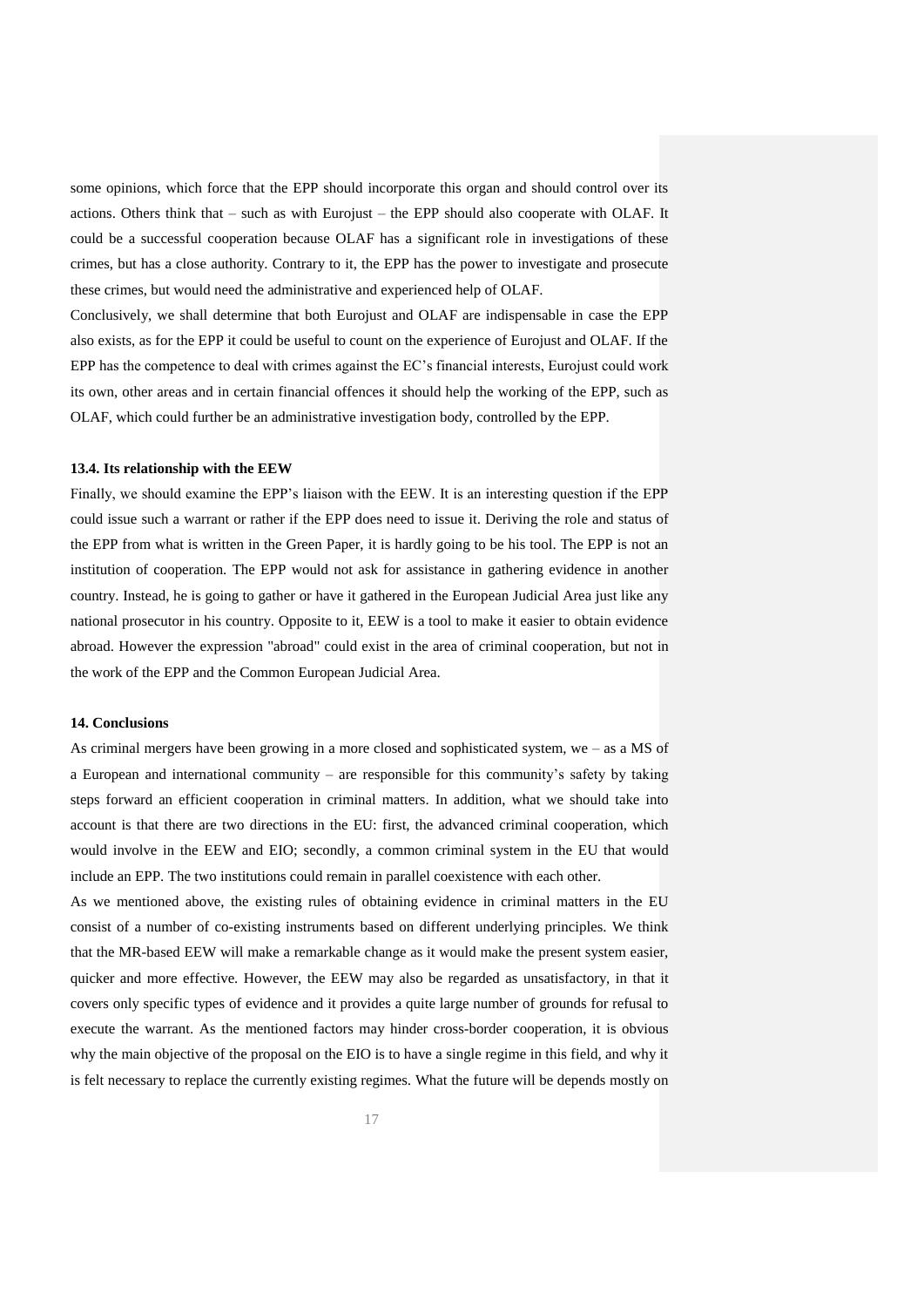some opinions, which force that the EPP should incorporate this organ and should control over its actions. Others think that – such as with Eurojust – the EPP should also cooperate with OLAF. It could be a successful cooperation because OLAF has a significant role in investigations of these crimes, but has a close authority. Contrary to it, the EPP has the power to investigate and prosecute these crimes, but would need the administrative and experienced help of OLAF.

Conclusively, we shall determine that both Eurojust and OLAF are indispensable in case the EPP also exists, as for the EPP it could be useful to count on the experience of Eurojust and OLAF. If the EPP has the competence to deal with crimes against the EC's financial interests, Eurojust could work its own, other areas and in certain financial offences it should help the working of the EPP, such as OLAF, which could further be an administrative investigation body, controlled by the EPP.

#### 13.4. Its relationship with the EEW

Finally, we should examine the EPP's liaison with the EEW. It is an interesting question if the EPP could issue such a warrant or rather if the EPP does need to issue it. Deriving the role and status of the EPP from what is written in the Green Paper, it is hardly going to be his tool. The EPP is not an institution of cooperation. The EPP would not ask for assistance in gathering evidence in another country. Instead, he is going to gather or have it gathered in the European Judicial Area just like any national prosecutor in his country. Opposite to it, EEW is a tool to make it easier to obtain evidence abroad. However the expression "abroad" could exist in the area of criminal cooperation, but not in the work of the EPP and the Common European Judicial Area.

### 14. Conclusions

As criminal mergers have been growing in a more closed and sophisticated system, we – as a MS of a European and international community – are responsible for this community's safety by taking steps forward an efficient cooperation in criminal matters. In addition, what we should take into account is that there are two directions in the EU: first, the advanced criminal cooperation, which would involve in the EEW and EIO; secondly, a common criminal system in the EU that would include an EPP. The two institutions could remain in parallel coexistence with each other.

As we mentioned above, the existing rules of obtaining evidence in criminal matters in the EU consist of a number of co-existing instruments based on different underlying principles. We think that the MR-based EEW will make a remarkable change as it would make the present system easier, quicker and more effective. However, the EEW may also be regarded as unsatisfactory, in that it covers only specific types of evidence and it provides a quite large number of grounds for refusal to execute the warrant. As the mentioned factors may hinder cross-border cooperation, it is obvious why the main objective of the proposal on the EIO is to have a single regime in this field, and why it is felt necessary to replace the currently existing regimes. What the future will be depends mostly on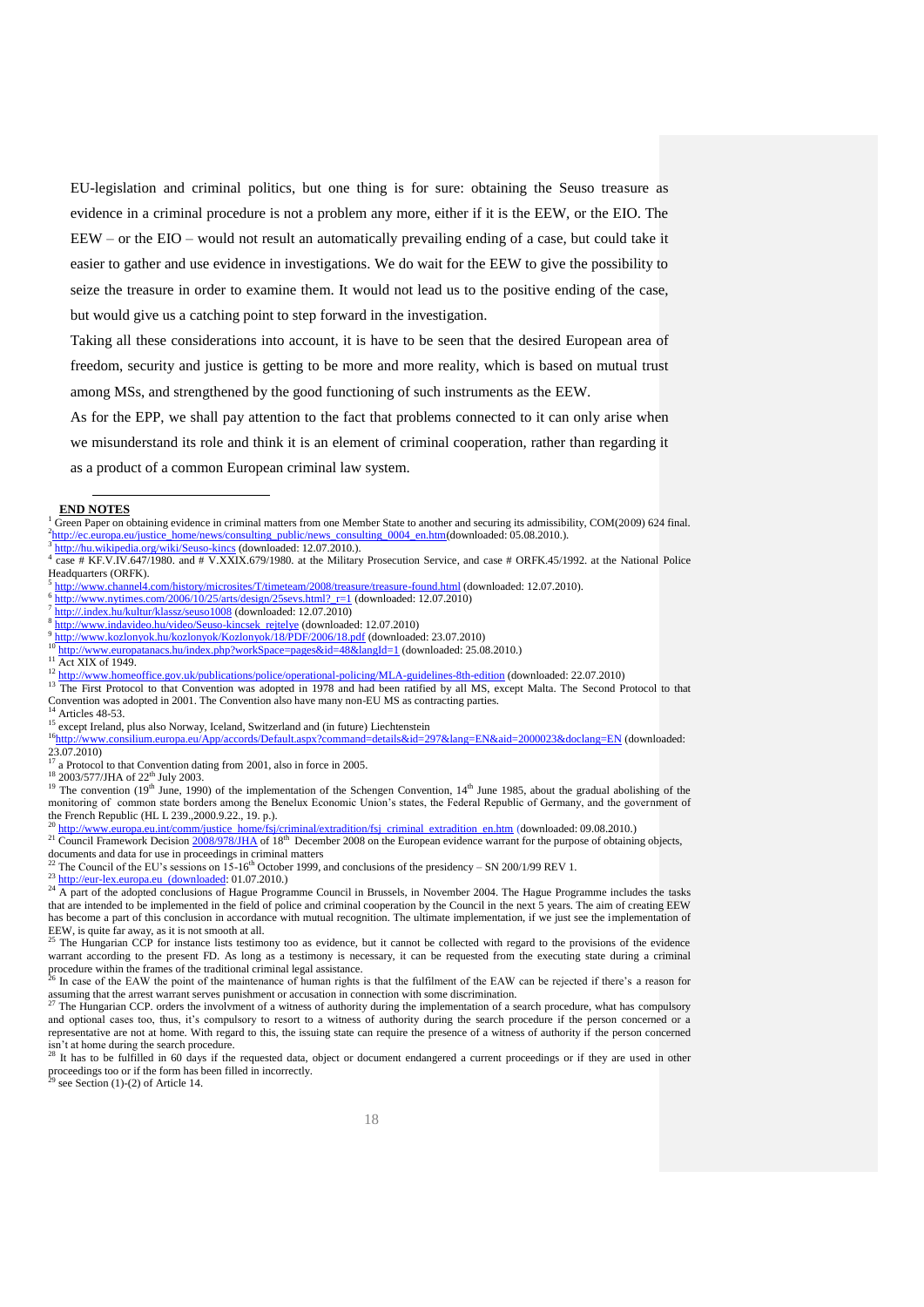EU-legislation and criminal politics, but one thing is for sure: obtaining the Seuso treasure as evidence in a criminal procedure is not a problem any more, either if it is the EEW, or the EIO. The EEW – or the EIO – would not result an automatically prevailing ending of a case, but could take it easier to gather and use evidence in investigations. We do wait for the EEW to give the possibility to seize the treasure in order to examine them. It would not lead us to the positive ending of the case, but would give us a catching point to step forward in the investigation.

Taking all these considerations into account, it is have to be seen that the desired European area of freedom, security and justice is getting to be more and more reality, which is based on mutual trust among MSs, and strengthened by the good functioning of such instruments as the EEW.

As for the EPP, we shall pay attention to the fact that problems connected to it can only arise when we misunderstand its role and think it is an element of criminal cooperation, rather than regarding it as a product of a common European criminal law system.

**END NOTES**

[1] Green Paper on obtaining evidence in criminal matters from one Member State to another and securing its admissibility, COM(2009) 624 final.

[2] http://ec.europa.eu/justice_home/news/consulting_public/news_consulting_0004_en.htm(downloaded: 05.08.2010.).

[3] http://hu.wikipedia.org/wiki/Seuso-kincs (downloaded: 12.07.2010.).

[4] case # KF.V.IV.647/1980. and # V.XXIX.679/1980. at the Military Prosecution Service, and case # ORFK.45/1992. at the National Police Headquarters (ORFK).

[5] http://www.channel4.com/history/microsites/T/timeteam/2008/treasure/treasure-found.html (downloaded: 12.07.2010).

[6] http://www.nytimes.com/2006/10/25/arts/design/25sevs.html?_r=1 (downloaded: 12.07.2010)

[7] http://.index.hu/kultur/klassz/seuso1008 (downloaded: 12.07.2010)

[8] http://www.indavideo.hu/video/Seuso-kincsek_rejtelye (downloaded: 12.07.2010)

[9] http://www.kozlonyok.hu/kozlonyok/Kozlonyok/18/PDF/2006/18.pdf (downloaded: 23.07.2010)

[10] http://www.europatanacs.hu/index.php?workSpace=pages&id=48&langId=1 (downloaded: 25.08.2010.)

[11] Act XIX of 1949.

[12] http://www.homeoffice.gov.uk/publications/police/operational-policing/MLA-guidelines-8th-edition (downloaded: 22.07.2010)

[13] The First Protocol to that Convention was adopted in 1978 and had been ratified by all MS, except Malta. The Second Protocol to that Convention was adopted in 2001. The Convention also have many non-EU MS as contracting parties.

[14] Articles 48-53.

[15] except Ireland, plus also Norway, Iceland, Switzerland and (in future) Liechtenstein

[16] http://www.consilium.europa.eu/App/accords/Default.aspx?command=details&id=297&lang=EN&aid=2000023&doclang=EN (downloaded: 23.07.2010)

[17] a Protocol to that Convention dating from 2001, also in force in 2005.

[18] 2003/577/JHA of 22th July 2003.

[19] The convention (19th June, 1990) of the implementation of the Schengen Convention, 14th June 1985, about the gradual abolishing of the monitoring of common state borders among the Benelux Economic Union's states, the Federal Republic of Germany, and the government of the French Republic (HL L 239.,2000.9.22., 19. p.).

[20] http://www.europa.eu.int/comm/justice_home/fsj/criminal/extradition/fsj_criminal_extradition_en.htm (downloaded: 09.08.2010.)

[21] Council Framework Decision 2008/978/JHA of 18th December 2008 on the European evidence warrant for the purpose of obtaining objects, documents and data for use in proceedings in criminal matters

[22] The Council of the EU's sessions on 15-16th October 1999, and conclusions of the presidency – SN 200/1/99 REV 1.

[23] http://eur-lex.europa.eu (downloaded: 01.07.2010.)

[24] A part of the adopted conclusions of Hague Programme Council in Brussels, in November 2004. The Hague Programme includes the tasks that are intended to be implemented in the field of police and criminal cooperation by the Council in the next 5 years. The aim of creating EEW has become a part of this conclusion in accordance with mutual recognition. The ultimate implementation, if we just see the implementation of EEW, is quite far away, as it is not smooth at all.

[25] The Hungarian CCP for instance lists testimony too as evidence, but it cannot be collected with regard to the provisions of the evidence warrant according to the present FD. As long as a testimony is necessary, it can be requested from the executing state during a criminal procedure within the frames of the traditional criminal legal assistance.

[26] In case of the EAW the point of the maintenance of human rights is that the fulfilment of the EAW can be rejected if there's a reason for assuming that the arrest warrant serves punishment or accusation in connection with some discrimination.

[27] The Hungarian CCP. orders the involvment of a witness of authority during the implementation of a search procedure, what has compulsory and optional cases too, thus, it's compulsory to resort to a witness of authority during the search procedure if the person concerned or a representative are not at home. With regard to this, the issuing state can require the presence of a witness of authority if the person concerned isn't at home during the search procedure.

[28] It has to be fulfilled in 60 days if the requested data, object or document endangered a current proceedings or if they are used in other proceedings too or if the form has been filled in incorrectly.

[29] see Section (1)-(2) of Article 14.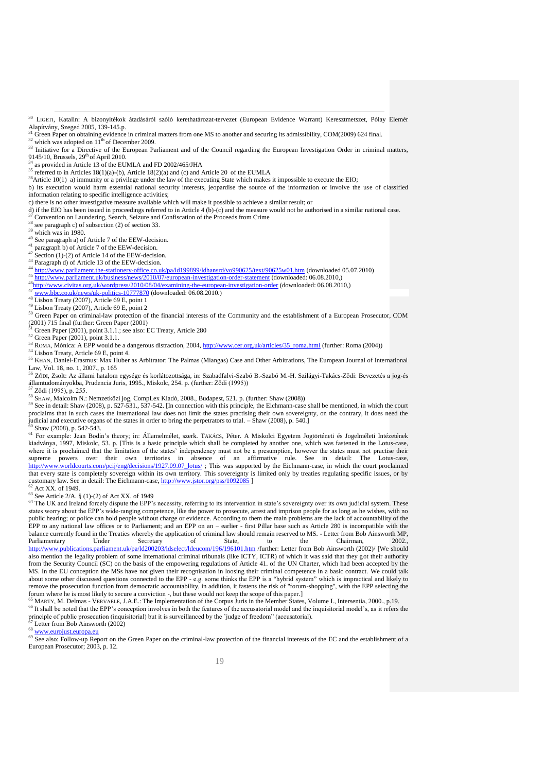[30] LIGETI, Katalin: A bizonyítékok átadásáról szóló kerethatározat-tervezet (European Evidence Warrant) Keresztmetszet, Pólay Elemér Alapítvány, Szeged 2005, 139-145.p.

[31] Green Paper on obtaining evidence in criminal matters from one MS to another and securing its admissibility, COM(2009) 624 final.

[32] which was adopted on 11th of December 2009.

[33] Initiative for a Directive of the European Parliament and of the Council regarding the European Investigation Order in criminal matters, 9145/10, Brussels, 29th of April 2010.

[34] as provided in Article 13 of the EUMLA and FD 2002/465/JHA

[35] referred to in Articles 18(1)(a)-(b), Article 18(2)(a) and (c) and Article 20 of the EUMLA

[36] Article 10(1) a) immunity or a privilege under the law of the executing State which makes it impossible to execute the EIO;
b) its execution would harm essential national security interests, jeopardise the source of the information or involve the use of classified information relating to specific intelligence activities;
c) there is no other investigative measure available which will make it possible to achieve a similar result; or
d) if the EIO has been issued in proceedings referred to in Article 4 (b)-(c) and the measure would not be authorised in a similar national case.

[37] Convention on Laundering, Search, Seizure and Confiscation of the Proceeds from Crime

[38] see paragraph c) of subsection (2) of section 33.

[39] which was in 1980.

[40] See paragraph a) of Article 7 of the EEW-decision.

[41] paragraph b) of Article 7 of the EEW-decision.

[42] Section (1)-(2) of Article 14 of the EEW-decision.

[43] Paragraph d) of Article 13 of the EEW-decision.

[44] http://www.parliament.the-stationery-office.co.uk/pa/ld199899/ldhansrd/vo990625/text/90625w01.htm (downloaded 05.07.2010)

[45] http://www.parliament.uk/business/news/2010/07/european-investigation-order-statement (downloaded: 06.08.2010,)

[46] http://www.civitas.org.uk/wordpress/2010/08/04/examining-the-european-investigation-order (downloaded: 06.08.2010,)

[47] www.bbc.co.uk/news/uk-politics-10777870 (downloaded: 06.08.2010.)

[48] Lisbon Treaty (2007), Article 69 E, point 1

[49] Lisbon Treaty (2007), Article 69 E, point 2

[50] Green Paper on criminal-law protection of the financial interests of the Community and the establishment of a European Prosecutor, COM (2001) 715 final (further: Green Paper (2001)

[51] Green Paper (2001), point 3.1.1.; see also: EC Treaty, Article 280

[52] Green Paper (2001), point 3.1.1.

[53] ROMA, Mónica: A EPP would be a dangerous distraction, 2004, http://www.cer.org.uk/articles/35_roma.html (further: Roma (2004))

[54] Lisbon Treaty, Article 69 E, point 4.

[55] KHAN, Daniel-Erasmus: Max Huber as Arbitrator: The Palmas (Miangas) Case and Other Arbitrations, The European Journal of International Law, Vol. 18, no. 1, 2007., p. 165

[56] ZŐDI, Zsolt: Az állami hatalom egysége és korlátozottsága, in: Szabadfalvi-Szabó B.-Szabó M.-H. Szilágyi-Takács-Ződi: Bevezetés a jog-és államtudományokba, Prudencia Juris, 1995., Miskolc, 254. p. (further: Ződi (1995))

[57] Ződi (1995), p. 255.

[58] SHAW, Malcolm N.: Nemzetközi jog, CompLex Kiadó, 2008., Budapest, 521. p. (further: Shaw (2008))

[59] See in detail: Shaw (2008), p. 527-531., 537-542. [In connection with this principle, the Eichmann-case shall be mentioned, in which the court proclaims that in such cases the international law does not limit the states practising their own sovereignty, on the contrary, it does need the judicial and executive organs of the states in order to bring the perpetrators to trial. – Shaw (2008), p. 540.]

[60] Shaw (2008), p. 542-543.

[61] For example: Jean Bodin's theory; in: Államelmélet, szerk. TAKÁCS, Péter. A Miskolci Egyetem Jogtörténeti és Jogelméleti Intézetének kiadványa, 1997, Miskolc, 53. p. [This is a basic principle which shall be completed by another one, which was fastened in the Lotus-case, where it is proclaimed that the limitation of the states' independency must not be a presumption, however the states must not practise their supreme powers over their own territories in absence of an affirmative rule. See in detail: The Lotus-case, http://www.worldcourts.com/pcij/eng/decisions/1927.09.07_lotus/ ; This was supported by the Eichmann-case, in which the court proclaimed that every state is completely sovereign within its own territory. This sovereignty is limited only by treaties regulating specific issues, or by customary law. See in detail: The Eichmann-case, http://www.jstor.org/pss/1092085 ]

[62] Act XX. of 1949.

[63] See Article 2/A. § (1)-(2) of Act XX. of 1949

[64] The UK and Ireland forcely dispute the EPP's necessity, referring to its intervention in state's sovereignty over its own judicial system. These states worry about the EPP's wide-ranging competence, like the power to prosecute, arrest and imprison people for as long as he wishes, with no public hearing; or police can hold people without charge or evidence. According to them the main problems are the lack of accountability of the EPP to any national law offices or to Parliament; and an EPP on an – earlier - first Pillar base such as Article 280 is incompatible with the balance currently found in the Treaties whereby the application of criminal law should remain reserved to MS. - Letter from Bob Ainsworth MP, Parliamentary Under Secretary of State, to the Chairman, 2002., http://www.publications.parliament.uk/pa/ld200203/ldselect/ldeucom/196/196101.htm /further: Letter from Bob Ainsworth (2002)/ [We should also mention the legality problem of some international criminal tribunals (like ICTY, ICTR) of which it was said that they got their authority from the Security Council (SC) on the basis of the empowering regulations of Article 41. of the UN Charter, which had been accepted by the MS. In the EU conception the MSs have not given their recognisation in loosing their criminal competence in a basic contract. We could talk about some other discussed questions connected to the EPP - e.g. some thinks the EPP is a "hybrid system" which is impractical and likely to remove the prosecution function from democratic accountability, in addition, it fastens the risk of "forum-shopping", with the EPP selecting the forum where he is most likely to secure a conviction -, but these would not keep the scope of this paper.]

[65] MARTY, M. Delmas - VERVAELE, J.A.E.: The Implementation of the Corpus Juris in the Member States, Volume I., Intersentia, 2000., p.19.

[66] It shall be noted that the EPP's conception involves in both the features of the accusatorial model and the inquisitorial model's, as it refers the principle of public prosecution (inquisitorial) but it is surveillanced by the 'judge of freedom" (accusatorial).

[67] Letter from Bob Ainsworth (2002)

[68] www.eurojust.europa.eu

[69] See also: Follow-up Report on the Green Paper on the criminal-law protection of the financial interests of the EC and the establishment of a European Prosecutor; 2003, p. 12.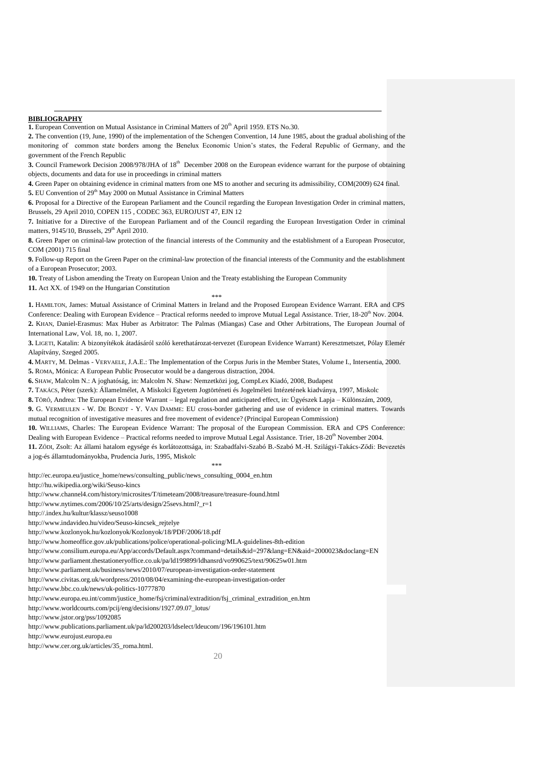**BIBLIOGRAPHY**

**1.** European Convention on Mutual Assistance in Criminal Matters of 20th April 1959. ETS No.30.

**2.** The convention (19, June, 1990) of the implementation of the Schengen Convention, 14 June 1985, about the gradual abolishing of the monitoring of common state borders among the Benelux Economic Union's states, the Federal Republic of Germany, and the government of the French Republic

**3.** Council Framework Decision 2008/978/JHA of 18th December 2008 on the European evidence warrant for the purpose of obtaining objects, documents and data for use in proceedings in criminal matters

**4.** Green Paper on obtaining evidence in criminal matters from one MS to another and securing its admissibility, COM(2009) 624 final.

**5.** EU Convention of 29th May 2000 on Mutual Assistance in Criminal Matters

**6.** Proposal for a Directive of the European Parliament and the Council regarding the European Investigation Order in criminal matters, Brussels, 29 April 2010, COPEN 115 , CODEC 363, EUROJUST 47, EJN 12

**7.** Initiative for a Directive of the European Parliament and of the Council regarding the European Investigation Order in criminal matters, 9145/10, Brussels, 29th April 2010.

**8.** Green Paper on criminal-law protection of the financial interests of the Community and the establishment of a European Prosecutor, COM (2001) 715 final

**9.** Follow-up Report on the Green Paper on the criminal-law protection of the financial interests of the Community and the establishment of a European Prosecutor; 2003.

**10.** Treaty of Lisbon amending the Treaty on European Union and the Treaty establishing the European Community

**11.** Act XX. of 1949 on the Hungarian Constitution

\*\*\*

**1.** HAMILTON, James: Mutual Assistance of Criminal Matters in Ireland and the Proposed European Evidence Warrant. ERA and CPS Conference: Dealing with European Evidence – Practical reforms needed to improve Mutual Legal Assistance. Trier, 18-20th Nov. 2004.

**2.** KHAN, Daniel-Erasmus: Max Huber as Arbitrator: The Palmas (Miangas) Case and Other Arbitrations, The European Journal of International Law, Vol. 18, no. 1, 2007.

**3.** LIGETI, Katalin: A bizonyítékok átadásáról szóló kerethatározat-tervezet (European Evidence Warrant) Keresztmetszet, Pólay Elemér Alapítvány, Szeged 2005.

**4.** MARTY, M. Delmas - VERVAELE, J.A.E.: The Implementation of the Corpus Juris in the Member States, Volume I., Intersentia, 2000.

**5.** ROMA, Mónica: A European Public Prosecutor would be a dangerous distraction, 2004.

**6.** SHAW, Malcolm N.: A joghatóság, in: Malcolm N. Shaw: Nemzetközi jog, CompLex Kiadó, 2008, Budapest

**7.** TAKÁCS, Péter (szerk): Államelmélet, A Miskolci Egyetem Jogtörténeti és Jogelméleti Intézetének kiadványa, 1997, Miskolc

**8.** TÖRŐ, Andrea: The European Evidence Warrant – legal regulation and anticipated effect, in: Ügyészek Lapja – Különszám, 2009,

**9.** G. VERMEULEN - W. DE BONDT - Y. VAN DAMME: EU cross-border gathering and use of evidence in criminal matters. Towards mutual recognition of investigative measures and free movement of evidence? (Principal European Commission)

**10.** WILLIAMS, Charles: The European Evidence Warrant: The proposal of the European Commission. ERA and CPS Conference: Dealing with European Evidence – Practical reforms needed to improve Mutual Legal Assistance. Trier, 18-20th November 2004.

**11.** ZŐDI, Zsolt: Az állami hatalom egysége és korlátozottsága, in: Szabadfalvi-Szabó B.-Szabó M.-H. Szilágyi-Takács-Ződi: Bevezetés a jog-és államtudományokba, Prudencia Juris, 1995, Miskolc

\*\*\*

http://ec.europa.eu/justice_home/news/consulting_public/news_consulting_0004_en.htm

http://hu.wikipedia.org/wiki/Seuso-kincs

http://www.channel4.com/history/microsites/T/timeteam/2008/treasure/treasure-found.html

http://www.nytimes.com/2006/10/25/arts/design/25sevs.html?_r=1

http://.index.hu/kultur/klassz/seuso1008

http://www.indavideo.hu/video/Seuso-kincsek_rejtelye

http://www.kozlonyok.hu/kozlonyok/Kozlonyok/18/PDF/2006/18.pdf

http://www.homeoffice.gov.uk/publications/police/operational-policing/MLA-guidelines-8th-edition

http://www.consilium.europa.eu/App/accords/Default.aspx?command=details&id=297&lang=EN&aid=2000023&doclang=EN

http://www.parliament.thestationeryoffice.co.uk/pa/ld199899/ldhansrd/vo990625/text/90625w01.htm

http://www.parliament.uk/business/news/2010/07/european-investigation-order-statement

http://www.civitas.org.uk/wordpress/2010/08/04/examining-the-european-investigation-order

http://www.bbc.co.uk/news/uk-politics-10777870

http://www.europa.eu.int/comm/justice_home/fsj/criminal/extradition/fsj_criminal_extradition_en.htm

http://www.worldcourts.com/pcij/eng/decisions/1927.09.07_lotus/

http://www.jstor.org/pss/1092085

http://www.publications.parliament.uk/pa/ld200203/ldselect/ldeucom/196/196101.htm

http://www.eurojust.europa.eu

http://www.cer.org.uk/articles/35_roma.html.